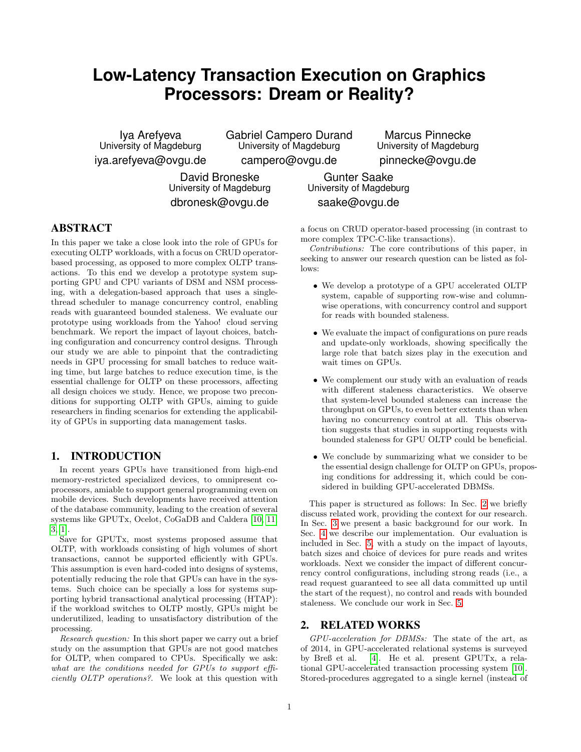# Low-Latency Transaction Execution on Graphics Processors: Dream or Reality?

Iya Arefyeva
University of Magdeburg
iya.arefyeva@ovgu.de

Gabriel Campero Durand
University of Magdeburg
campero@ovgu.de

Marcus Pinnecke
University of Magdeburg
pinnecke@ovgu.de

David Broneske
University of Magdeburg
dbronesk@ovgu.de

Gunter Saake
University of Magdeburg
saake@ovgu.de

## ABSTRACT

In this paper we take a close look into the role of GPUs for executing OLTP workloads, with a focus on CRUD operator-based processing, as opposed to more complex OLTP transactions. To this end we develop a prototype system supporting GPU and CPU variants of DSM and NSM processing, with a delegation-based approach that uses a single-thread scheduler to manage concurrency control, enabling reads with guaranteed bounded staleness. We evaluate our prototype using workloads from the Yahoo! cloud serving benchmark. We report the impact of layout choices, batching configuration and concurrency control designs. Through our study we are able to pinpoint that the contradicting needs in GPU processing for small batches to reduce waiting time, but large batches to reduce execution time, is the essential challenge for OLTP on these processors, affecting all design choices we study. Hence, we propose two preconditions for supporting OLTP with GPUs, aiming to guide researchers in finding scenarios for extending the applicability of GPUs in supporting data management tasks.

## 1. INTRODUCTION

In recent years GPUs have transitioned from high-end memory-restricted specialized devices, to omnipresent co-processors, amiable to support general programming even on mobile devices. Such developments have received attention of the database community, leading to the creation of several systems like GPUTx, Ocelot, CoGaDB and Caldera [10, 11, 3, 1].

Save for GPUTx, most systems proposed assume that OLTP, with workloads consisting of high volumes of short transactions, cannot be supported efficiently with GPUs. This assumption is even hard-coded into designs of systems, potentially reducing the role that GPUs can have in the systems. Such choice can be specially a loss for systems supporting hybrid transactional analytical processing (HTAP): if the workload switches to OLTP mostly, GPUs might be underutilized, leading to unsatisfactory distribution of the processing.

*Research question:* In this short paper we carry out a brief study on the assumption that GPUs are not good matches for OLTP, when compared to CPUs. Specifically we ask: *what are the conditions needed for GPUs to support efficiently OLTP operations?*. We look at this question with a focus on CRUD operator-based processing (in contrast to more complex TPC-C-like transactions).

*Contributions:* The core contributions of this paper, in seeking to answer our research question can be listed as follows:

- We develop a prototype of a GPU accelerated OLTP system, capable of supporting row-wise and column-wise operations, with concurrency control and support for reads with bounded staleness.
- We evaluate the impact of configurations on pure reads and update-only workloads, showing specifically the large role that batch sizes play in the execution and wait times on GPUs.
- We complement our study with an evaluation of reads with different staleness characteristics. We observe that system-level bounded staleness can increase the throughput on GPUs, to even better extents than when having no concurrency control at all. This observation suggests that studies in supporting requests with bounded staleness for GPU OLTP could be beneficial.
- We conclude by summarizing what we consider to be the essential design challenge for OLTP on GPUs, proposing conditions for addressing it, which could be considered in building GPU-accelerated DBMSs.

This paper is structured as follows: In Sec. 2 we briefly discuss related work, providing the context for our research. In Sec. 3 we present a basic background for our work. In Sec. 4 we describe our implementation. Our evaluation is included in Sec. 5, with a study on the impact of layouts, batch sizes and choice of devices for pure reads and writes workloads. Next we consider the impact of different concurrency control configurations, including strong reads (i.e., a read request guaranteed to see all data committed up until the start of the request), no control and reads with bounded staleness. We conclude our work in Sec. 5.

## 2. RELATED WORKS

*GPU-acceleration for DBMSs:* The state of the art, as of 2014, in GPU-accelerated relational systems is surveyed by Breß et al. [4]. He et al. present GPUTx, a relational GPU-accelerated transaction processing system [10]. Stored-procedures aggregated to a single kernel (instead of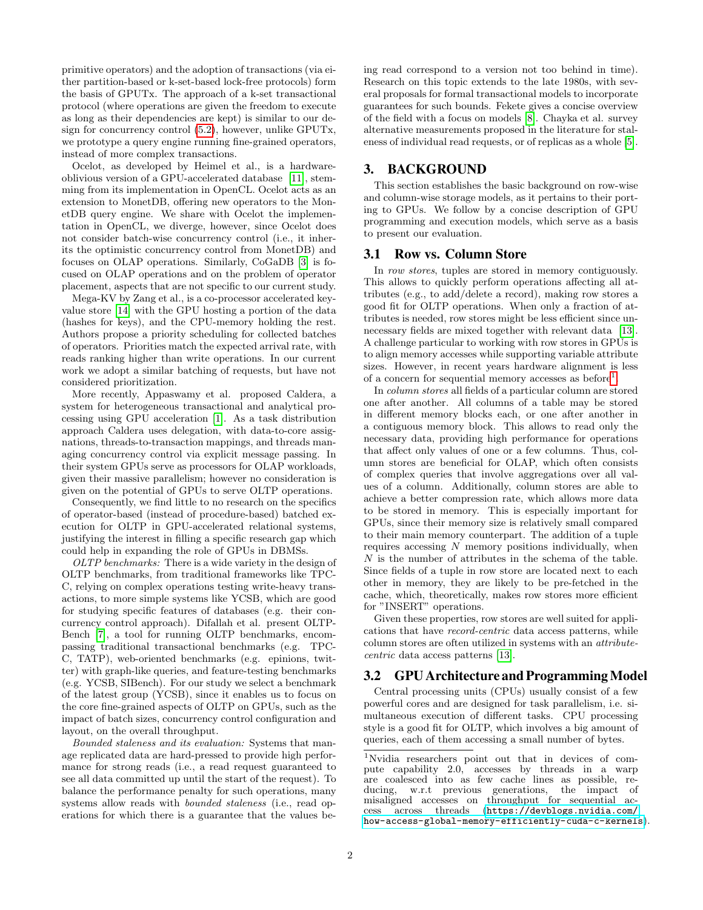primitive operators) and the adoption of transactions (via either partition-based or k-set-based lock-free protocols) form the basis of GPUTx. The approach of a k-set transactional protocol (where operations are given the freedom to execute as long as their dependencies are kept) is similar to our design for concurrency control (5.2), however, unlike GPUTx, we prototype a query engine running fine-grained operators, instead of more complex transactions.

Ocelot, as developed by Heimel et al., is a hardware-oblivious version of a GPU-accelerated database [11], stemming from its implementation in OpenCL. Ocelot acts as an extension to MonetDB, offering new operators to the MonetDB query engine. We share with Ocelot the implementation in OpenCL, we diverge, however, since Ocelot does not consider batch-wise concurrency control (i.e., it inherits the optimistic concurrency control from MonetDB) and focuses on OLAP operations. Similarly, CoGaDB [3] is focused on OLAP operations and on the problem of operator placement, aspects that are not specific to our current study.

Mega-KV by Zang et al., is a co-processor accelerated key-value store [14] with the GPU hosting a portion of the data (hashes for keys), and the CPU-memory holding the rest. Authors propose a priority scheduling for collected batches of operators. Priorities match the expected arrival rate, with reads ranking higher than write operations. In our current work we adopt a similar batching of requests, but have not considered prioritization.

More recently, Appaswamy et al. proposed Caldera, a system for heterogeneous transactional and analytical processing using GPU acceleration [1]. As a task distribution approach Caldera uses delegation, with data-to-core assignations, threads-to-transaction mappings, and threads managing concurrency control via explicit message passing. In their system GPUs serve as processors for OLAP workloads, given their massive parallelism; however no consideration is given on the potential of GPUs to serve OLTP operations.

Consequently, we find little to no research on the specifics of operator-based (instead of procedure-based) batched execution for OLTP in GPU-accelerated relational systems, justifying the interest in filling a specific research gap which could help in expanding the role of GPUs in DBMSs.

*OLTP benchmarks:* There is a wide variety in the design of OLTP benchmarks, from traditional frameworks like TPC-C, relying on complex operations testing write-heavy transactions, to more simple systems like YCSB, which are good for studying specific features of databases (e.g. their concurrency control approach). Difallah et al. present OLTP-Bench [7], a tool for running OLTP benchmarks, encompassing traditional transactional benchmarks (e.g. TPC-C, TATP), web-oriented benchmarks (e.g. epinions, twitter) with graph-like queries, and feature-testing benchmarks (e.g. YCSB, SIBench). For our study we select a benchmark of the latest group (YCSB), since it enables us to focus on the core fine-grained aspects of OLTP on GPUs, such as the impact of batch sizes, concurrency control configuration and layout, on the overall throughput.

*Bounded staleness and its evaluation:* Systems that manage replicated data are hard-pressed to provide high performance for strong reads (i.e., a read request guaranteed to see all data committed up until the start of the request). To balance the performance penalty for such operations, many systems allow reads with *bounded staleness* (i.e., read operations for which there is a guarantee that the values being read correspond to a version not too behind in time). Research on this topic extends to the late 1980s, with several proposals for formal transactional models to incorporate guarantees for such bounds. Fekete gives a concise overview of the field with a focus on models [8]. Chayka et al. survey alternative measurements proposed in the literature for staleness of individual read requests, or of replicas as a whole [5].

# 3. BACKGROUND

This section establishes the basic background on row-wise and column-wise storage models, as it pertains to their porting to GPUs. We follow by a concise description of GPU programming and execution models, which serve as a basis to present our evaluation.

## 3.1 Row vs. Column Store

In *row stores*, tuples are stored in memory contiguously. This allows to quickly perform operations affecting all attributes (e.g., to add/delete a record), making row stores a good fit for OLTP operations. When only a fraction of attributes is needed, row stores might be less efficient since unnecessary fields are mixed together with relevant data [13]. A challenge particular to working with row stores in GPUs is to align memory accesses while supporting variable attribute sizes. However, in recent years hardware alignment is less of a concern for sequential memory accesses as before[1].

In *column stores* all fields of a particular column are stored one after another. All columns of a table may be stored in different memory blocks each, or one after another in a contiguous memory block. This allows to read only the necessary data, providing high performance for operations that affect only values of one or a few columns. Thus, column stores are beneficial for OLAP, which often consists of complex queries that involve aggregations over all values of a column. Additionally, column stores are able to achieve a better compression rate, which allows more data to be stored in memory. This is especially important for GPUs, since their memory size is relatively small compared to their main memory counterpart. The addition of a tuple requires accessing $N$ memory positions individually, when $N$ is the number of attributes in the schema of the table. Since fields of a tuple in row store are located next to each other in memory, they are likely to be pre-fetched in the cache, which, theoretically, makes row stores more efficient for "INSERT" operations.

Given these properties, row stores are well suited for applications that have *record-centric* data access patterns, while column stores are often utilized in systems with an *attribute-centric* data access patterns [13].

## 3.2 GPU Architecture and Programming Model

Central processing units (CPUs) usually consist of a few powerful cores and are designed for task parallelism, i.e. simultaneous execution of different tasks. CPU processing style is a good fit for OLTP, which involves a big amount of queries, each of them accessing a small number of bytes.

[1]Nvidia researchers point out that in devices of compute capability 2.0, accesses by threads in a warp are coalesced into as few cache lines as possible, reducing, w.r.t previous generations, the impact of misaligned accesses on throughput for sequential access across threads (https://devblogs.nvidia.com/how-access-global-memory-efficiently-cuda-c-kernels).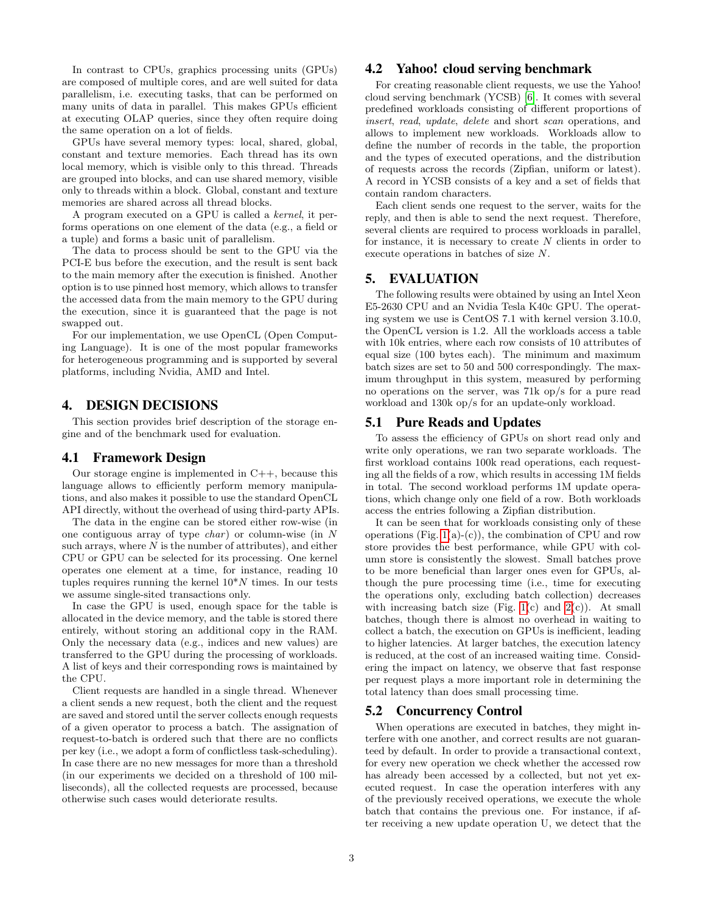In contrast to CPUs, graphics processing units (GPUs) are composed of multiple cores, and are well suited for data parallelism, i.e. executing tasks, that can be performed on many units of data in parallel. This makes GPUs efficient at executing OLAP queries, since they often require doing the same operation on a lot of fields.

GPUs have several memory types: local, shared, global, constant and texture memories. Each thread has its own local memory, which is visible only to this thread. Threads are grouped into blocks, and can use shared memory, visible only to threads within a block. Global, constant and texture memories are shared across all thread blocks.

A program executed on a GPU is called a *kernel*, it performs operations on one element of the data (e.g., a field or a tuple) and forms a basic unit of parallelism.

The data to process should be sent to the GPU via the PCI-E bus before the execution, and the result is sent back to the main memory after the execution is finished. Another option is to use pinned host memory, which allows to transfer the accessed data from the main memory to the GPU during the execution, since it is guaranteed that the page is not swapped out.

For our implementation, we use OpenCL (Open Computing Language). It is one of the most popular frameworks for heterogeneous programming and is supported by several platforms, including Nvidia, AMD and Intel.

# 4. DESIGN DECISIONS

This section provides brief description of the storage engine and of the benchmark used for evaluation.

## 4.1 Framework Design

Our storage engine is implemented in C++, because this language allows to efficiently perform memory manipulations, and also makes it possible to use the standard OpenCL API directly, without the overhead of using third-party APIs.

The data in the engine can be stored either row-wise (in one contiguous array of type *char*) or column-wise (in $N$ such arrays, where $N$ is the number of attributes), and either CPU or GPU can be selected for its processing. One kernel operates one element at a time, for instance, reading 10 tuples requires running the kernel $10*N$ times. In our tests we assume single-sited transactions only.

In case the GPU is used, enough space for the table is allocated in the device memory, and the table is stored there entirely, without storing an additional copy in the RAM. Only the necessary data (e.g., indices and new values) are transferred to the GPU during the processing of workloads. A list of keys and their corresponding rows is maintained by the CPU.

Client requests are handled in a single thread. Whenever a client sends a new request, both the client and the request are saved and stored until the server collects enough requests of a given operator to process a batch. The assignation of request-to-batch is ordered such that there are no conflicts per key (i.e., we adopt a form of conflictless task-scheduling). In case there are no new messages for more than a threshold (in our experiments we decided on a threshold of 100 milliseconds), all the collected requests are processed, because otherwise such cases would deteriorate results.

## 4.2 Yahoo! cloud serving benchmark

For creating reasonable client requests, we use the Yahoo! cloud serving benchmark (YCSB) [6]. It comes with several predefined workloads consisting of different proportions of *insert*, *read*, *update*, *delete* and short *scan* operations, and allows to implement new workloads. Workloads allow to define the number of records in the table, the proportion and the types of executed operations, and the distribution of requests across the records (Zipfian, uniform or latest). A record in YCSB consists of a key and a set of fields that contain random characters.

Each client sends one request to the server, waits for the reply, and then is able to send the next request. Therefore, several clients are required to process workloads in parallel, for instance, it is necessary to create $N$ clients in order to execute operations in batches of size $N$.

# 5. EVALUATION

The following results were obtained by using an Intel Xeon E5-2630 CPU and an Nvidia Tesla K40c GPU. The operating system we use is CentOS 7.1 with kernel version 3.10.0, the OpenCL version is 1.2. All the workloads access a table with 10k entries, where each row consists of 10 attributes of equal size (100 bytes each). The minimum and maximum batch sizes are set to 50 and 500 correspondingly. The maximum throughput in this system, measured by performing no operations on the server, was 71k op/s for a pure read workload and 130k op/s for an update-only workload.

## 5.1 Pure Reads and Updates

To assess the efficiency of GPUs on short read only and write only operations, we ran two separate workloads. The first workload contains 100k read operations, each requesting all the fields of a row, which results in accessing 1M fields in total. The second workload performs 1M update operations, which change only one field of a row. Both workloads access the entries following a Zipfian distribution.

It can be seen that for workloads consisting only of these operations (Fig. 1(a)-(c)), the combination of CPU and row store provides the best performance, while GPU with column store is consistently the slowest. Small batches prove to be more beneficial than larger ones even for GPUs, although the pure processing time (i.e., time for executing the operations only, excluding batch collection) decreases with increasing batch size (Fig. 1(c) and 2(c)). At small batches, though there is almost no overhead in waiting to collect a batch, the execution on GPUs is inefficient, leading to higher latencies. At larger batches, the execution latency is reduced, at the cost of an increased waiting time. Considering the impact on latency, we observe that fast response per request plays a more important role in determining the total latency than does small processing time.

## 5.2 Concurrency Control

When operations are executed in batches, they might interfere with one another, and correct results are not guaranteed by default. In order to provide a transactional context, for every new operation we check whether the accessed row has already been accessed by a collected, but not yet executed request. In case the operation interferes with any of the previously received operations, we execute the whole batch that contains the previous one. For instance, if after receiving a new update operation U, we detect that the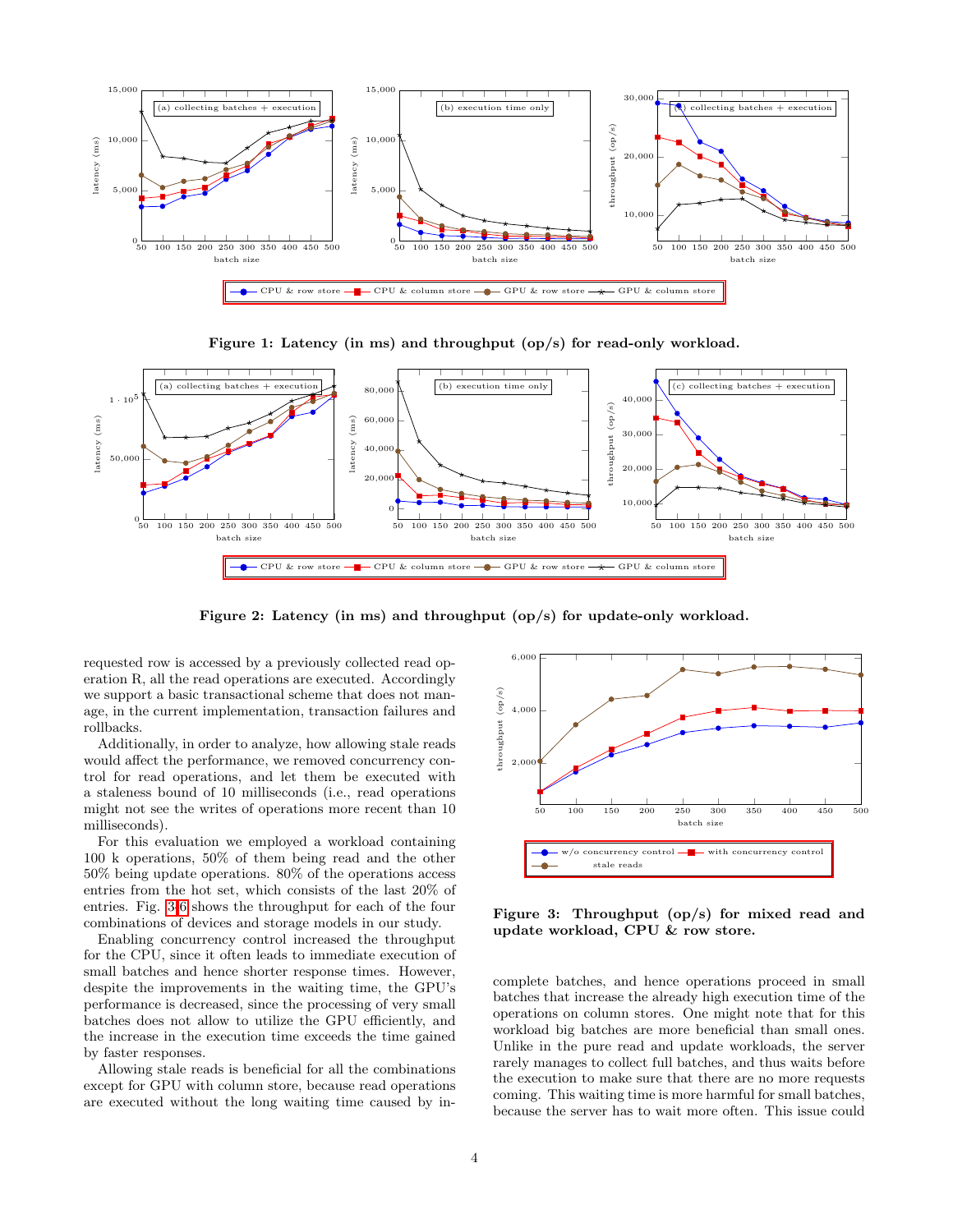Figure 1: Latency (in ms) and throughput (op/s) for read-only workload.

Figure 2: Latency (in ms) and throughput (op/s) for update-only workload.

requested row is accessed by a previously collected read operation R, all the read operations are executed. Accordingly we support a basic transactional scheme that does not manage, in the current implementation, transaction failures and rollbacks.

Additionally, in order to analyze, how allowing stale reads would affect the performance, we removed concurrency control for read operations, and let them be executed with a staleness bound of 10 milliseconds (i.e., read operations might not see the writes of operations more recent than 10 milliseconds).

For this evaluation we employed a workload containing 100 k operations, 50% of them being read and the other 50% being update operations. 80% of the operations access entries from the hot set, which consists of the last 20% of entries. Fig. 3-6 shows the throughput for each of the four combinations of devices and storage models in our study.

Enabling concurrency control increased the throughput for the CPU, since it often leads to immediate execution of small batches and hence shorter response times. However, despite the improvements in the waiting time, the GPU's performance is decreased, since the processing of very small batches does not allow to utilize the GPU efficiently, and the increase in the execution time exceeds the time gained by faster responses.

Allowing stale reads is beneficial for all the combinations except for GPU with column store, because read operations are executed without the long waiting time caused by incomplete batches, and hence operations proceed in small batches that increase the already high execution time of the operations on column stores. One might note that for this workload big batches are more beneficial than small ones. Unlike in the pure read and update workloads, the server rarely manages to collect full batches, and thus waits before the execution to make sure that there are no more requests coming. This waiting time is more harmful for small batches, because the server has to wait more often. This issue could

Figure 3: Throughput (op/s) for mixed read and update workload, CPU & row store.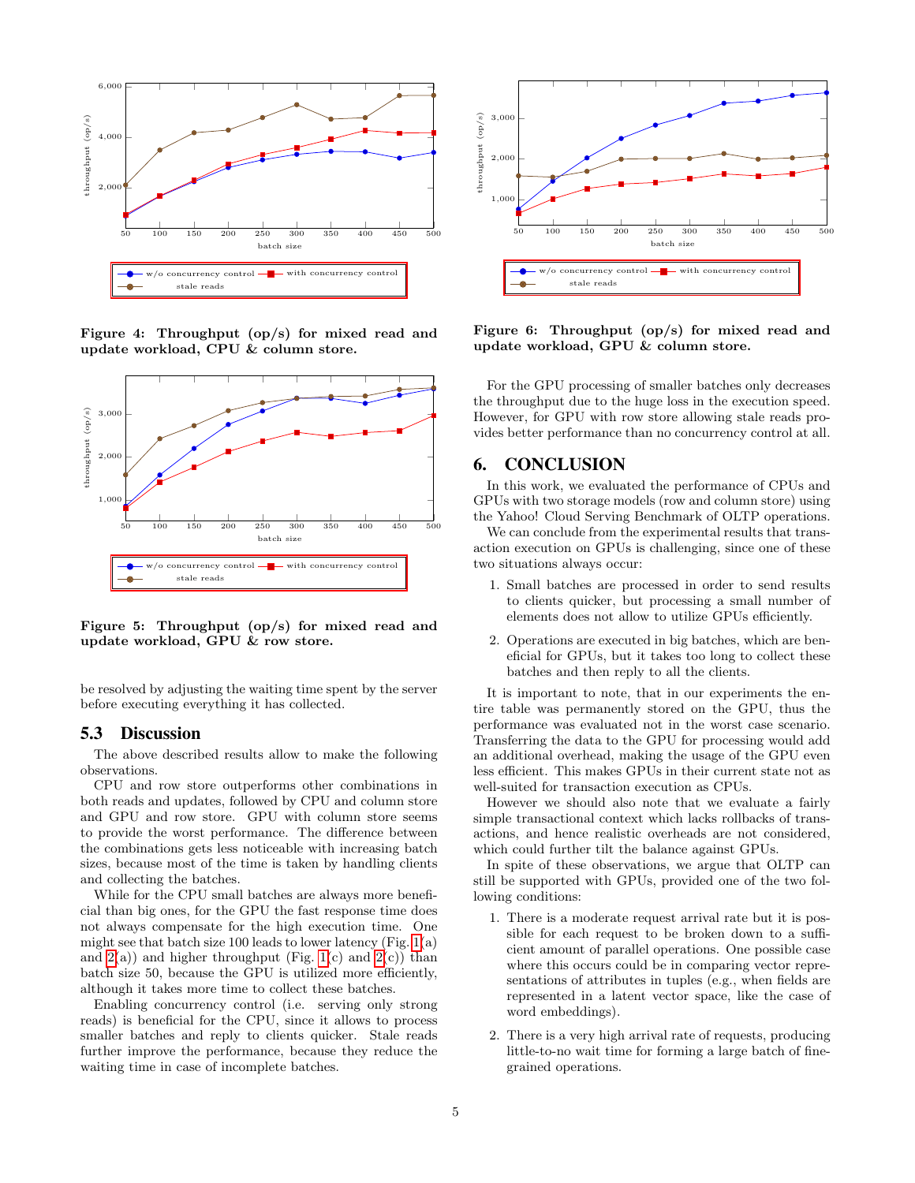Figure 4: Throughput (op/s) for mixed read and update workload, CPU & column store.

Figure 5: Throughput (op/s) for mixed read and update workload, GPU & row store.

be resolved by adjusting the waiting time spent by the server before executing everything it has collected.

### 5.3 Discussion

The above described results allow to make the following observations.

CPU and row store outperforms other combinations in both reads and updates, followed by CPU and column store and GPU and row store. GPU with column store seems to provide the worst performance. The difference between the combinations gets less noticeable with increasing batch sizes, because most of the time is taken by handling clients and collecting the batches.

While for the CPU small batches are always more beneficial than big ones, for the GPU the fast response time does not always compensate for the high execution time. One might see that batch size 100 leads to lower latency (Fig. 1(a) and 2(a)) and higher throughput (Fig. 1(c) and 2(c)) than batch size 50, because the GPU is utilized more efficiently, although it takes more time to collect these batches.

Enabling concurrency control (i.e. serving only strong reads) is beneficial for the CPU, since it allows to process smaller batches and reply to clients quicker. Stale reads further improve the performance, because they reduce the waiting time in case of incomplete batches.

Figure 6: Throughput (op/s) for mixed read and update workload, GPU & column store.

For the GPU processing of smaller batches only decreases the throughput due to the huge loss in the execution speed. However, for GPU with row store allowing stale reads provides better performance than no concurrency control at all.

## 6. CONCLUSION

In this work, we evaluated the performance of CPUs and GPUs with two storage models (row and column store) using the Yahoo! Cloud Serving Benchmark of OLTP operations.

We can conclude from the experimental results that transaction execution on GPUs is challenging, since one of these two situations always occur:

1. Small batches are processed in order to send results to clients quicker, but processing a small number of elements does not allow to utilize GPUs efficiently.
2. Operations are executed in big batches, which are beneficial for GPUs, but it takes too long to collect these batches and then reply to all the clients.

It is important to note, that in our experiments the entire table was permanently stored on the GPU, thus the performance was evaluated not in the worst case scenario. Transferring the data to the GPU for processing would add an additional overhead, making the usage of the GPU even less efficient. This makes GPUs in their current state not as well-suited for transaction execution as CPUs.

However we should also note that we evaluate a fairly simple transactional context which lacks rollbacks of transactions, and hence realistic overheads are not considered, which could further tilt the balance against GPUs.

In spite of these observations, we argue that OLTP can still be supported with GPUs, provided one of the two following conditions:

1. There is a moderate request arrival rate but it is possible for each request to be broken down to a sufficient amount of parallel operations. One possible case where this occurs could be in comparing vector representations of attributes in tuples (e.g., when fields are represented in a latent vector space, like the case of word embeddings).
2. There is a very high arrival rate of requests, producing little-to-no wait time for forming a large batch of fine-grained operations.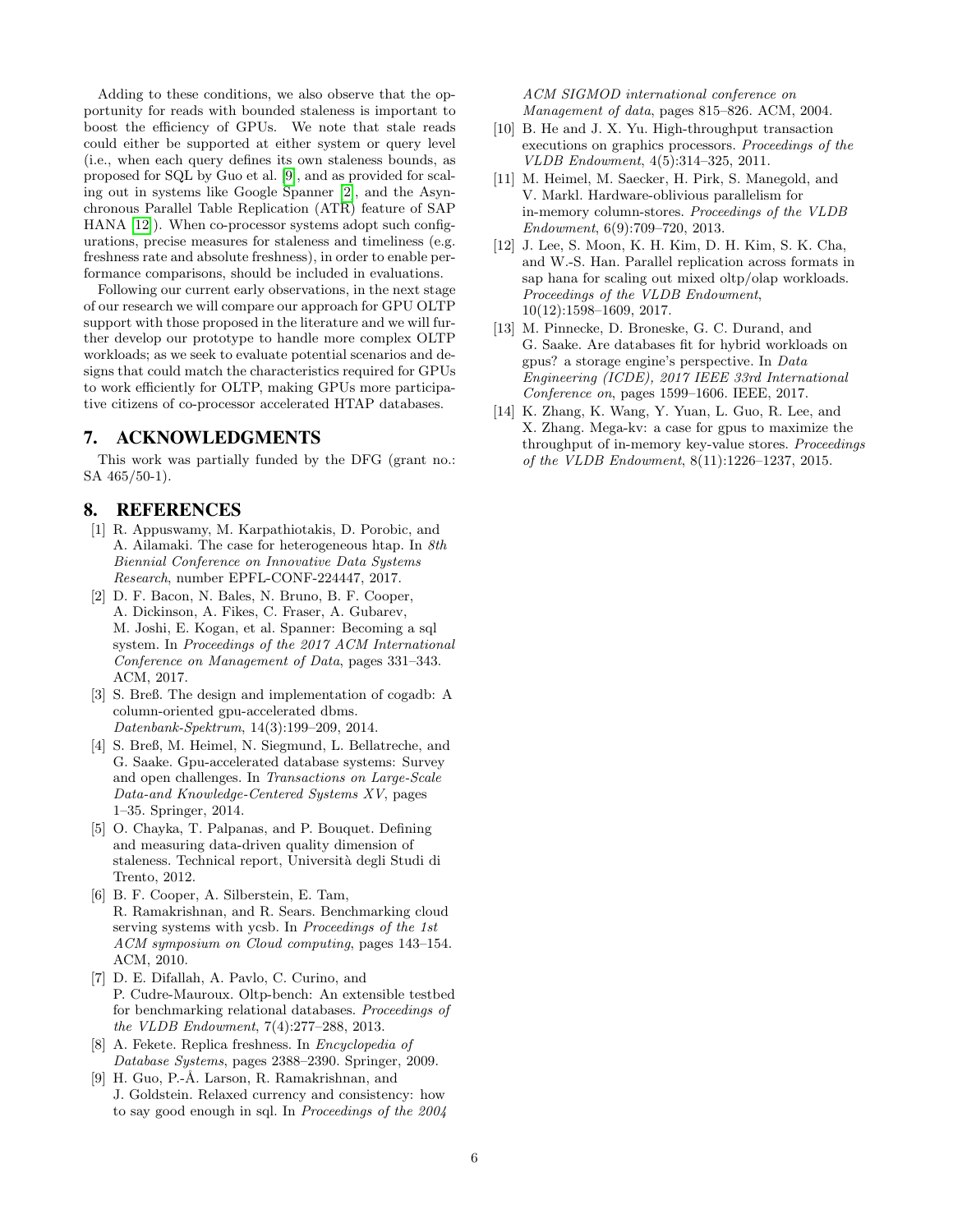Adding to these conditions, we also observe that the opportunity for reads with bounded staleness is important to boost the efficiency of GPUs. We note that stale reads could either be supported at either system or query level (i.e., when each query defines its own staleness bounds, as proposed for SQL by Guo et al. [9], and as provided for scaling out in systems like Google Spanner [2], and the Asynchronous Parallel Table Replication (ATR) feature of SAP HANA [12]). When co-processor systems adopt such configurations, precise measures for staleness and timeliness (e.g. freshness rate and absolute freshness), in order to enable performance comparisons, should be included in evaluations.

Following our current early observations, in the next stage of our research we will compare our approach for GPU OLTP support with those proposed in the literature and we will further develop our prototype to handle more complex OLTP workloads; as we seek to evaluate potential scenarios and designs that could match the characteristics required for GPUs to work efficiently for OLTP, making GPUs more participative citizens of co-processor accelerated HTAP databases.

## 7. ACKNOWLEDGMENTS

This work was partially funded by the DFG (grant no.: SA 465/50-1).

## 8. REFERENCES

[1] R. Appuswamy, M. Karpathiotakis, D. Porobic, and A. Ailamaki. The case for heterogeneous htap. In *8th Biennial Conference on Innovative Data Systems Research*, number EPFL-CONF-224447, 2017.

[2] D. F. Bacon, N. Bales, N. Bruno, B. F. Cooper, A. Dickinson, A. Fikes, C. Fraser, A. Gubarev, M. Joshi, E. Kogan, et al. Spanner: Becoming a sql system. In *Proceedings of the 2017 ACM International Conference on Management of Data*, pages 331–343. ACM, 2017.

[3] S. Breß. The design and implementation of cogadb: A column-oriented gpu-accelerated dbms. *Datenbank-Spektrum*, 14(3):199–209, 2014.

[4] S. Breß, M. Heimel, N. Siegmund, L. Bellatreche, and G. Saake. Gpu-accelerated database systems: Survey and open challenges. In *Transactions on Large-Scale Data-and Knowledge-Centered Systems XV*, pages 1–35. Springer, 2014.

[5] O. Chayka, T. Palpanas, and P. Bouquet. Defining and measuring data-driven quality dimension of staleness. Technical report, Università degli Studi di Trento, 2012.

[6] B. F. Cooper, A. Silberstein, E. Tam, R. Ramakrishnan, and R. Sears. Benchmarking cloud serving systems with ycsb. In *Proceedings of the 1st ACM symposium on Cloud computing*, pages 143–154. ACM, 2010.

[7] D. E. Difallah, A. Pavlo, C. Curino, and P. Cudre-Mauroux. Oltp-bench: An extensible testbed for benchmarking relational databases. *Proceedings of the VLDB Endowment*, 7(4):277–288, 2013.

[8] A. Fekete. Replica freshness. In *Encyclopedia of Database Systems*, pages 2388–2390. Springer, 2009.

[9] H. Guo, P.-Å. Larson, R. Ramakrishnan, and J. Goldstein. Relaxed currency and consistency: how to say good enough in sql. In *Proceedings of the 2004 ACM SIGMOD international conference on Management of data*, pages 815–826. ACM, 2004.

[10] B. He and J. X. Yu. High-throughput transaction executions on graphics processors. *Proceedings of the VLDB Endowment*, 4(5):314–325, 2011.

[11] M. Heimel, M. Saecker, H. Pirk, S. Manegold, and V. Markl. Hardware-oblivious parallelism for in-memory column-stores. *Proceedings of the VLDB Endowment*, 6(9):709–720, 2013.

[12] J. Lee, S. Moon, K. H. Kim, D. H. Kim, S. K. Cha, and W.-S. Han. Parallel replication across formats in sap hana for scaling out mixed oltp/olap workloads. *Proceedings of the VLDB Endowment*, 10(12):1598–1609, 2017.

[13] M. Pinnecke, D. Broneske, G. C. Durand, and G. Saake. Are databases fit for hybrid workloads on gpus? a storage engine's perspective. In *Data Engineering (ICDE), 2017 IEEE 33rd International Conference on*, pages 1599–1606. IEEE, 2017.

[14] K. Zhang, K. Wang, Y. Yuan, L. Guo, R. Lee, and X. Zhang. Mega-kv: a case for gpus to maximize the throughput of in-memory key-value stores. *Proceedings of the VLDB Endowment*, 8(11):1226–1237, 2015.